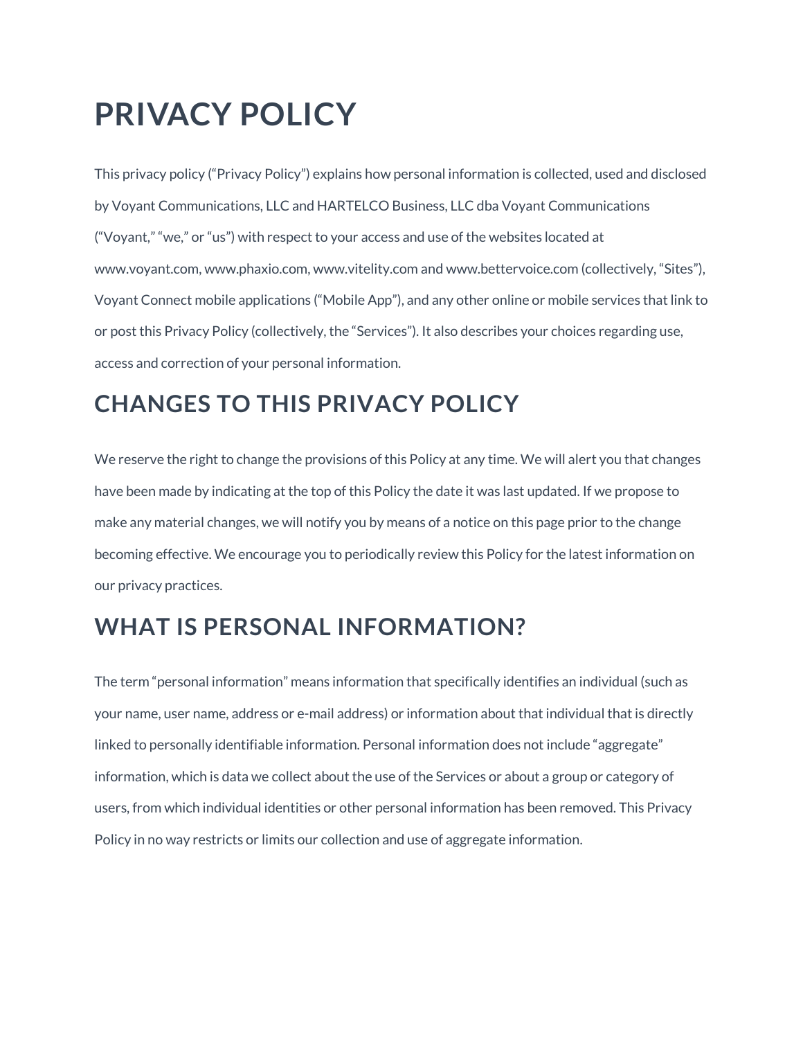# PRIVACY POLICY

This privacy policy ("Privacy Policy") explains how personal information is collected, used and disclosed by Voyant Communications, LLC and HARTELCO Business, LLC dba Voyant Communications ("Voyant," "we," or "us") with respect to your access and use of the websites located at www.voyant.com, www.phaxio.com, www.vitelity.com and www.bettervoice.com (collectively, "Sites"), Voyant Connect mobile applications ("Mobile App"), and any other online or mobile services that link to or post this Privacy Policy (collectively, the "Services"). It also describes your choices regarding use, access and correction of your personal information.

## CHANGES TO THIS PRIVACY POLICY

We reserve the right to change the provisions of this Policy at any time. We will alert you that changes have been made by indicating at the top of this Policy the date it was last updated. If we propose to make any material changes, we will notify you by means of a notice on this page prior to the change becoming effective. We encourage you to periodically review this Policy for the latest information on our privacy practices.

## WHAT IS PERSONAL INFORMATION?

The term "personal information" means information that specifically identifies an individual (such as your name, user name, address or e-mail address) or information about that individual that is directly linked to personally identifiable information. Personal information does not include "aggregate" information, which is data we collect about the use of the Services or about a group or category of users, from which individual identities or other personal information has been removed. This Privacy Policy in no way restricts or limits our collection and use of aggregate information.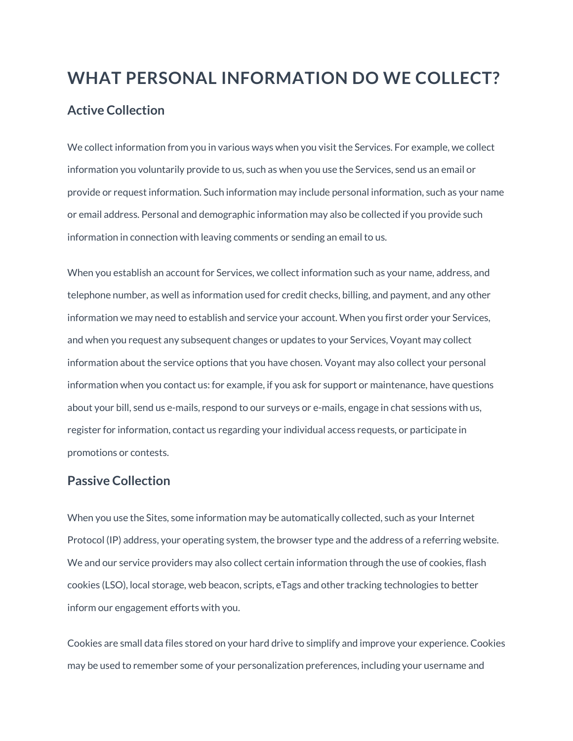# WHAT PERSONAL INFORMATION DO WE COLLECT?

## Active Collection

We collect information from you in various ways when you visit the Services. For example, we collect information you voluntarily provide to us, such as when you use the Services, send us an email or provide or request information. Such information may include personal information, such as your name or email address. Personal and demographic information may also be collected if you provide such information in connection with leaving comments or sending an email to us.

When you establish an account for Services, we collect information such as your name, address, and telephone number, as well as information used for credit checks, billing, and payment, and any other information we may need to establish and service your account. When you first order your Services, and when you request any subsequent changes or updates to your Services, Voyant may collect information about the service options that you have chosen. Voyant may also collect your personal information when you contact us: for example, if you ask for support or maintenance, have questions about your bill, send us e-mails, respond to our surveys or e-mails, engage in chat sessions with us, register for information, contact us regarding your individual access requests, or participate in promotions or contests.

## Passive Collection

When you use the Sites, some information may be automatically collected, such as your Internet Protocol (IP) address, your operating system, the browser type and the address of a referring website. We and our service providers may also collect certain information through the use of cookies, flash cookies (LSO), local storage, web beacon, scripts, eTags and other tracking technologies to better inform our engagement efforts with you.

Cookies are small data files stored on your hard drive to simplify and improve your experience. Cookies may be used to remember some of your personalization preferences, including your username and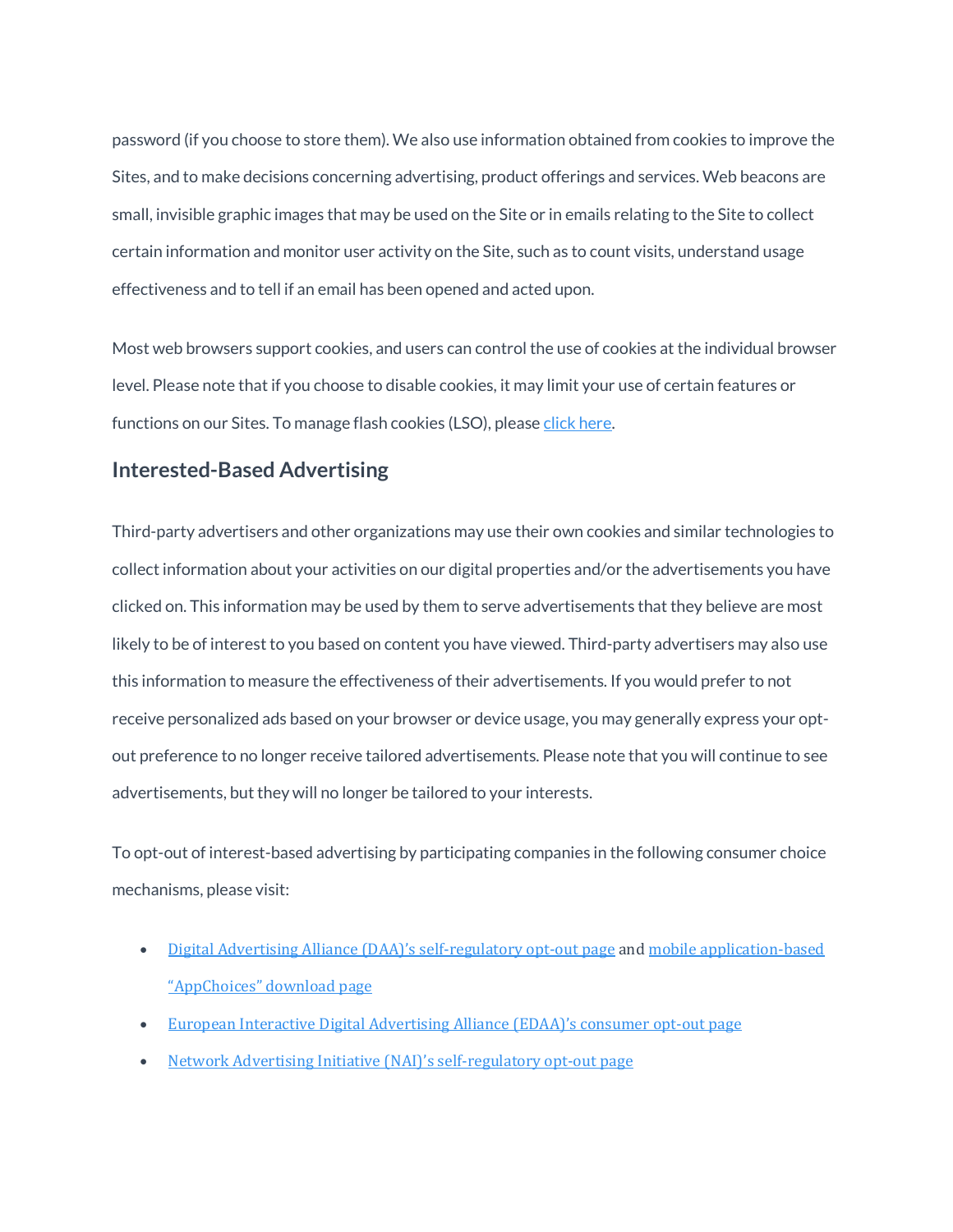password (if you choose to store them). We also use information obtained from cookies to improve the Sites, and to make decisions concerning advertising, product offerings and services. Web beacons are small, invisible graphic images that may be used on the Site or in emails relating to the Site to collect certain information and monitor user activity on the Site, such as to count visits, understand usage effectiveness and to tell if an email has been opened and acted upon.

Most web browsers support cookies, and users can control the use of cookies at the individual browser level. Please note that if you choose to disable cookies, it may limit your use of certain features or functions on our Sites. To manage flash cookies (LSO), please click here.

## Interested-Based Advertising

Third-party advertisers and other organizations may use their own cookies and similar technologies to collect information about your activities on our digital properties and/or the advertisements you have clicked on. This information may be used by them to serve advertisements that they believe are most likely to be of interest to you based on content you have viewed. Third-party advertisers may also use this information to measure the effectiveness of their advertisements. If you would prefer to not receive personalized ads based on your browser or device usage, you may generally express your opt-out preference to no longer receive tailored advertisements. Please note that you will continue to see advertisements, but they will no longer be tailored to your interests.

To opt-out of interest-based advertising by participating companies in the following consumer choice mechanisms, please visit:

- Digital Advertising Alliance (DAA)'s self-regulatory opt-out page and mobile application-based "AppChoices" download page
- European Interactive Digital Advertising Alliance (EDAA)'s consumer opt-out page
- Network Advertising Initiative (NAI)'s self-regulatory opt-out page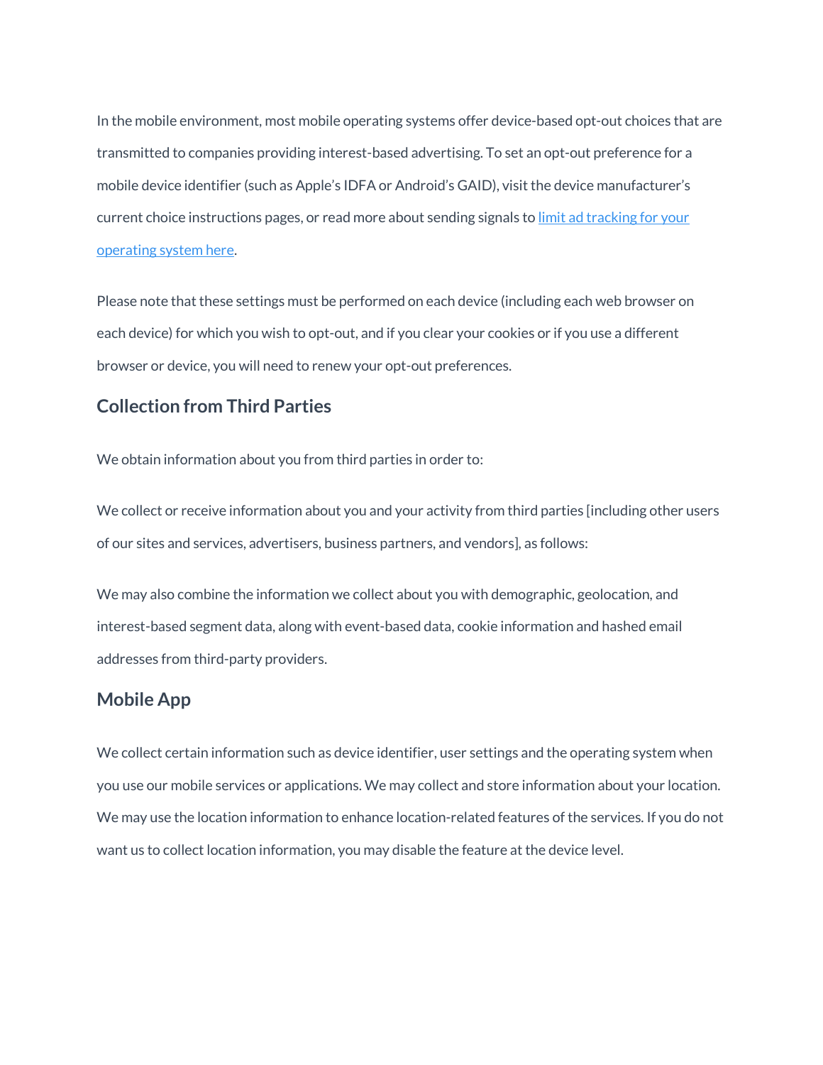In the mobile environment, most mobile operating systems offer device-based opt-out choices that are transmitted to companies providing interest-based advertising. To set an opt-out preference for a mobile device identifier (such as Apple's IDFA or Android's GAID), visit the device manufacturer's current choice instructions pages, or read more about sending signals to [limit ad tracking for your operating system here](#).

Please note that these settings must be performed on each device (including each web browser on each device) for which you wish to opt-out, and if you clear your cookies or if you use a different browser or device, you will need to renew your opt-out preferences.

## Collection from Third Parties

We obtain information about you from third parties in order to:

We collect or receive information about you and your activity from third parties [including other users of our sites and services, advertisers, business partners, and vendors], as follows:

We may also combine the information we collect about you with demographic, geolocation, and interest-based segment data, along with event-based data, cookie information and hashed email addresses from third-party providers.

## Mobile App

We collect certain information such as device identifier, user settings and the operating system when you use our mobile services or applications. We may collect and store information about your location. We may use the location information to enhance location-related features of the services. If you do not want us to collect location information, you may disable the feature at the device level.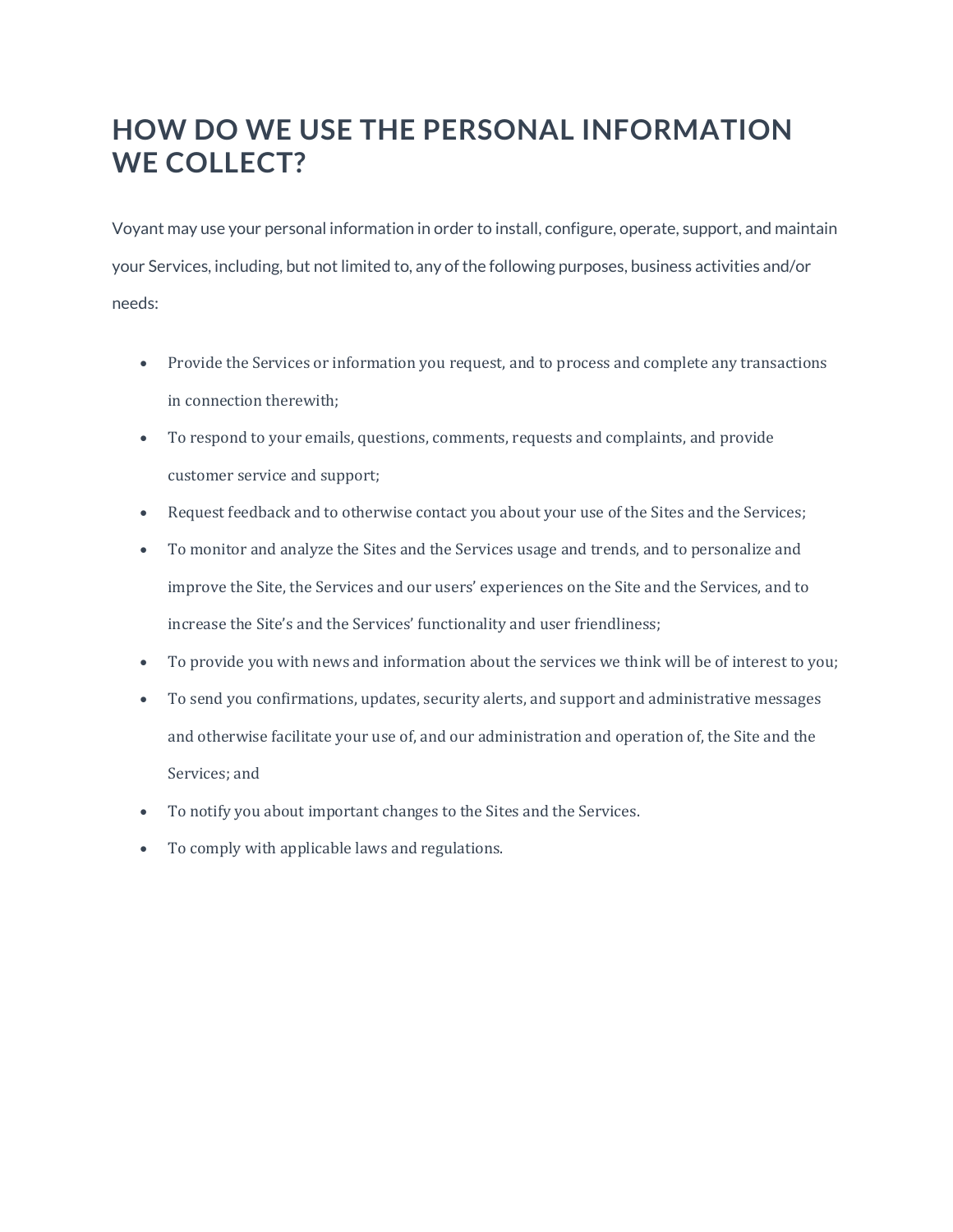# HOW DO WE USE THE PERSONAL INFORMATION WE COLLECT?

Voyant may use your personal information in order to install, configure, operate, support, and maintain your Services, including, but not limited to, any of the following purposes, business activities and/or needs:

- Provide the Services or information you request, and to process and complete any transactions in connection therewith;
- To respond to your emails, questions, comments, requests and complaints, and provide customer service and support;
- Request feedback and to otherwise contact you about your use of the Sites and the Services;
- To monitor and analyze the Sites and the Services usage and trends, and to personalize and improve the Site, the Services and our users' experiences on the Site and the Services, and to increase the Site's and the Services' functionality and user friendliness;
- To provide you with news and information about the services we think will be of interest to you;
- To send you confirmations, updates, security alerts, and support and administrative messages and otherwise facilitate your use of, and our administration and operation of, the Site and the Services; and
- To notify you about important changes to the Sites and the Services.
- To comply with applicable laws and regulations.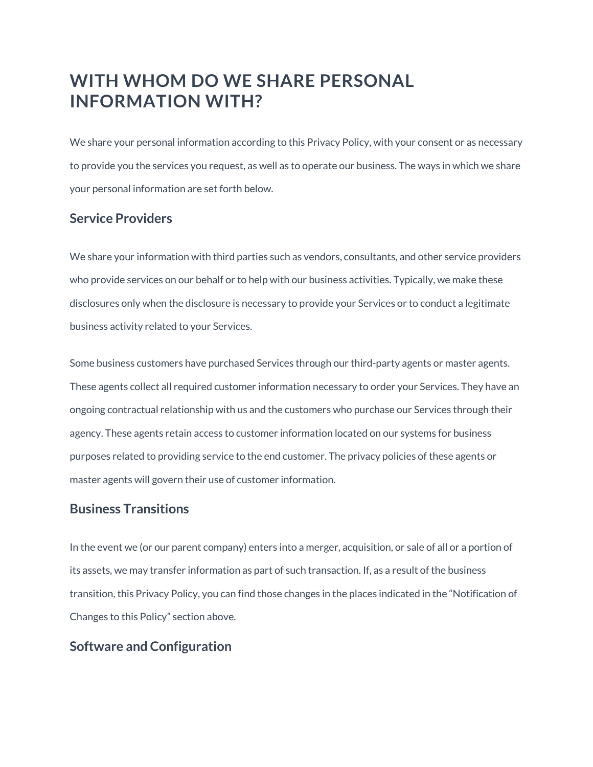# WITH WHOM DO WE SHARE PERSONAL INFORMATION WITH?

We share your personal information according to this Privacy Policy, with your consent or as necessary to provide you the services you request, as well as to operate our business. The ways in which we share your personal information are set forth below.

## Service Providers

We share your information with third parties such as vendors, consultants, and other service providers who provide services on our behalf or to help with our business activities. Typically, we make these disclosures only when the disclosure is necessary to provide your Services or to conduct a legitimate business activity related to your Services.

Some business customers have purchased Services through our third-party agents or master agents. These agents collect all required customer information necessary to order your Services. They have an ongoing contractual relationship with us and the customers who purchase our Services through their agency. These agents retain access to customer information located on our systems for business purposes related to providing service to the end customer. The privacy policies of these agents or master agents will govern their use of customer information.

## Business Transitions

In the event we (or our parent company) enters into a merger, acquisition, or sale of all or a portion of its assets, we may transfer information as part of such transaction. If, as a result of the business transition, this Privacy Policy, you can find those changes in the places indicated in the "Notification of Changes to this Policy" section above.

## Software and Configuration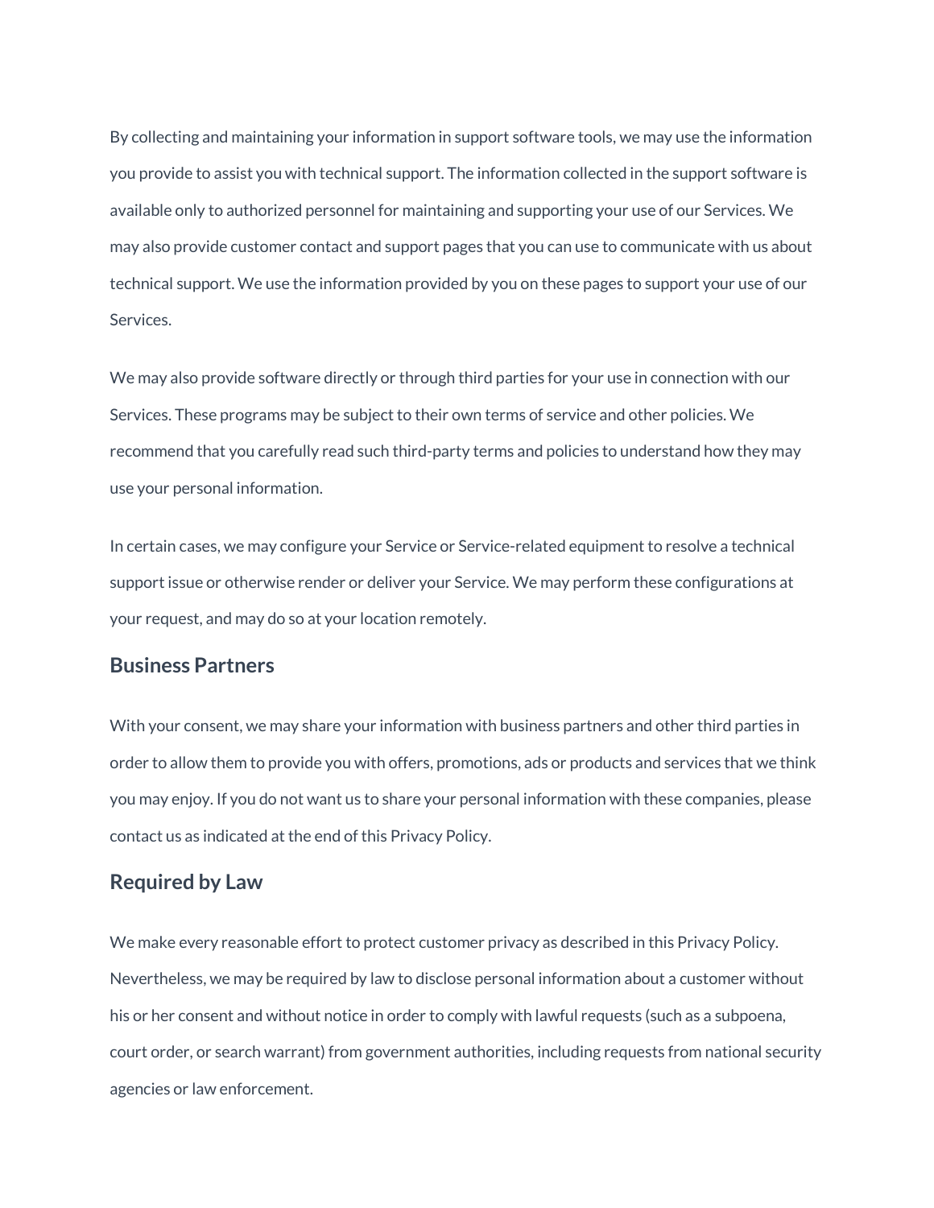By collecting and maintaining your information in support software tools, we may use the information you provide to assist you with technical support. The information collected in the support software is available only to authorized personnel for maintaining and supporting your use of our Services. We may also provide customer contact and support pages that you can use to communicate with us about technical support. We use the information provided by you on these pages to support your use of our Services.

We may also provide software directly or through third parties for your use in connection with our Services. These programs may be subject to their own terms of service and other policies. We recommend that you carefully read such third-party terms and policies to understand how they may use your personal information.

In certain cases, we may configure your Service or Service-related equipment to resolve a technical support issue or otherwise render or deliver your Service. We may perform these configurations at your request, and may do so at your location remotely.

## Business Partners

With your consent, we may share your information with business partners and other third parties in order to allow them to provide you with offers, promotions, ads or products and services that we think you may enjoy. If you do not want us to share your personal information with these companies, please contact us as indicated at the end of this Privacy Policy.

## Required by Law

We make every reasonable effort to protect customer privacy as described in this Privacy Policy. Nevertheless, we may be required by law to disclose personal information about a customer without his or her consent and without notice in order to comply with lawful requests (such as a subpoena, court order, or search warrant) from government authorities, including requests from national security agencies or law enforcement.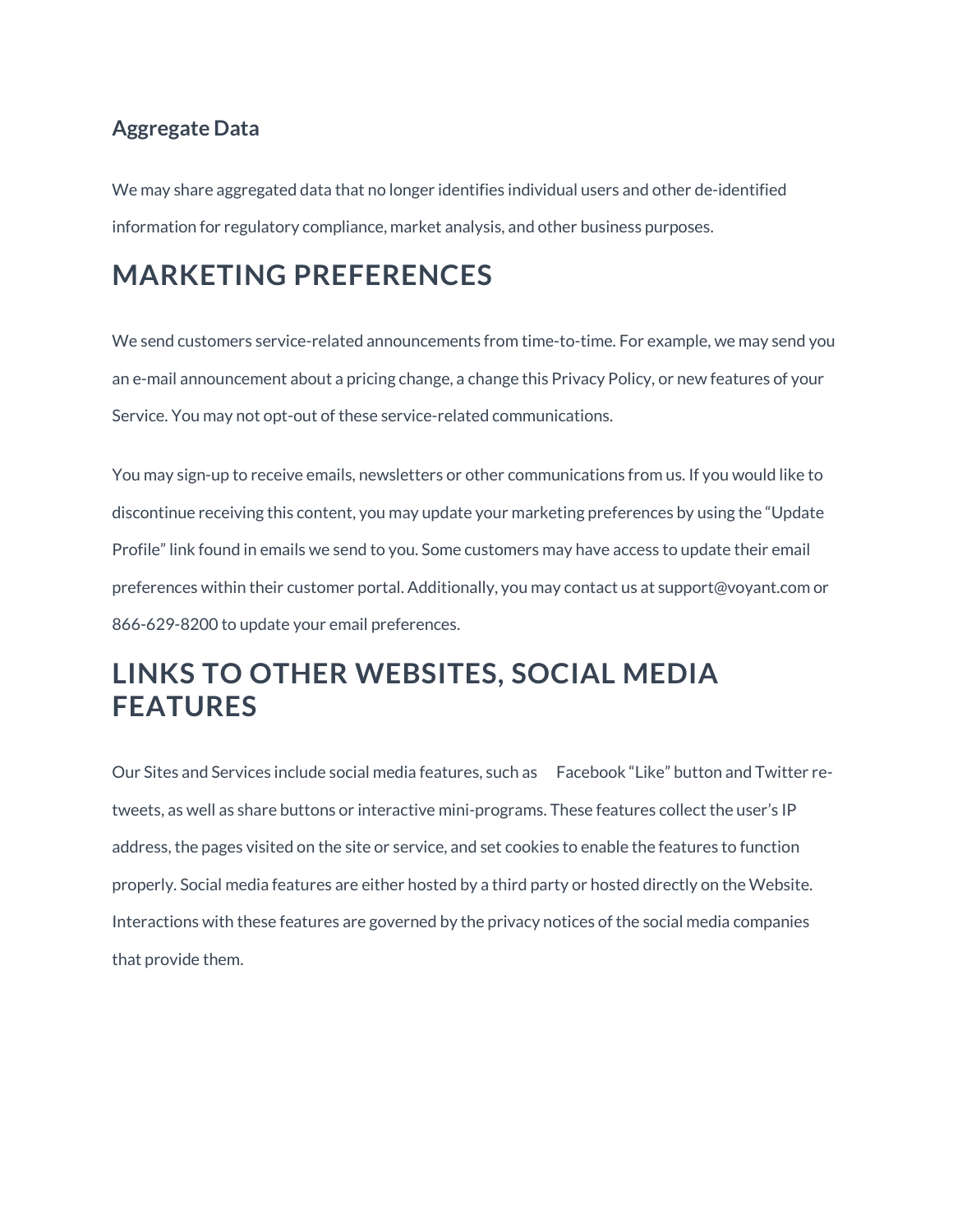### Aggregate Data

We may share aggregated data that no longer identifies individual users and other de-identified information for regulatory compliance, market analysis, and other business purposes.

## MARKETING PREFERENCES

We send customers service-related announcements from time-to-time. For example, we may send you an e-mail announcement about a pricing change, a change this Privacy Policy, or new features of your Service. You may not opt-out of these service-related communications.

You may sign-up to receive emails, newsletters or other communications from us. If you would like to discontinue receiving this content, you may update your marketing preferences by using the "Update Profile" link found in emails we send to you. Some customers may have access to update their email preferences within their customer portal. Additionally, you may contact us at support@voyant.com or 866-629-8200 to update your email preferences.

## LINKS TO OTHER WEBSITES, SOCIAL MEDIA FEATURES

Our Sites and Services include social media features, such as Facebook "Like" button and Twitter re-tweets, as well as share buttons or interactive mini-programs. These features collect the user's IP address, the pages visited on the site or service, and set cookies to enable the features to function properly. Social media features are either hosted by a third party or hosted directly on the Website. Interactions with these features are governed by the privacy notices of the social media companies that provide them.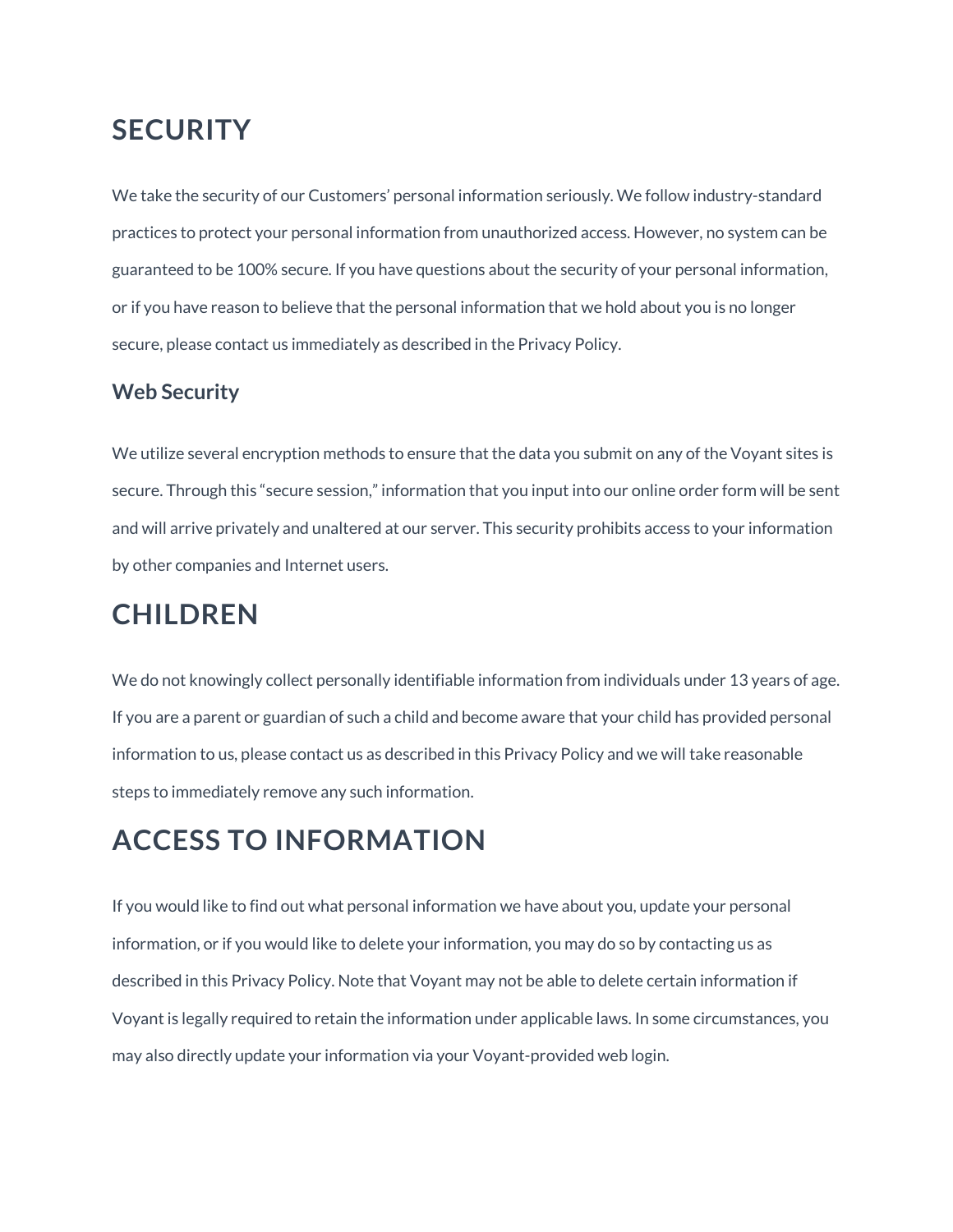# SECURITY

We take the security of our Customers' personal information seriously. We follow industry-standard practices to protect your personal information from unauthorized access. However, no system can be guaranteed to be 100% secure. If you have questions about the security of your personal information, or if you have reason to believe that the personal information that we hold about you is no longer secure, please contact us immediately as described in the Privacy Policy.

## Web Security

We utilize several encryption methods to ensure that the data you submit on any of the Voyant sites is secure. Through this "secure session," information that you input into our online order form will be sent and will arrive privately and unaltered at our server. This security prohibits access to your information by other companies and Internet users.

# CHILDREN

We do not knowingly collect personally identifiable information from individuals under 13 years of age. If you are a parent or guardian of such a child and become aware that your child has provided personal information to us, please contact us as described in this Privacy Policy and we will take reasonable steps to immediately remove any such information.

# ACCESS TO INFORMATION

If you would like to find out what personal information we have about you, update your personal information, or if you would like to delete your information, you may do so by contacting us as described in this Privacy Policy. Note that Voyant may not be able to delete certain information if Voyant is legally required to retain the information under applicable laws. In some circumstances, you may also directly update your information via your Voyant-provided web login.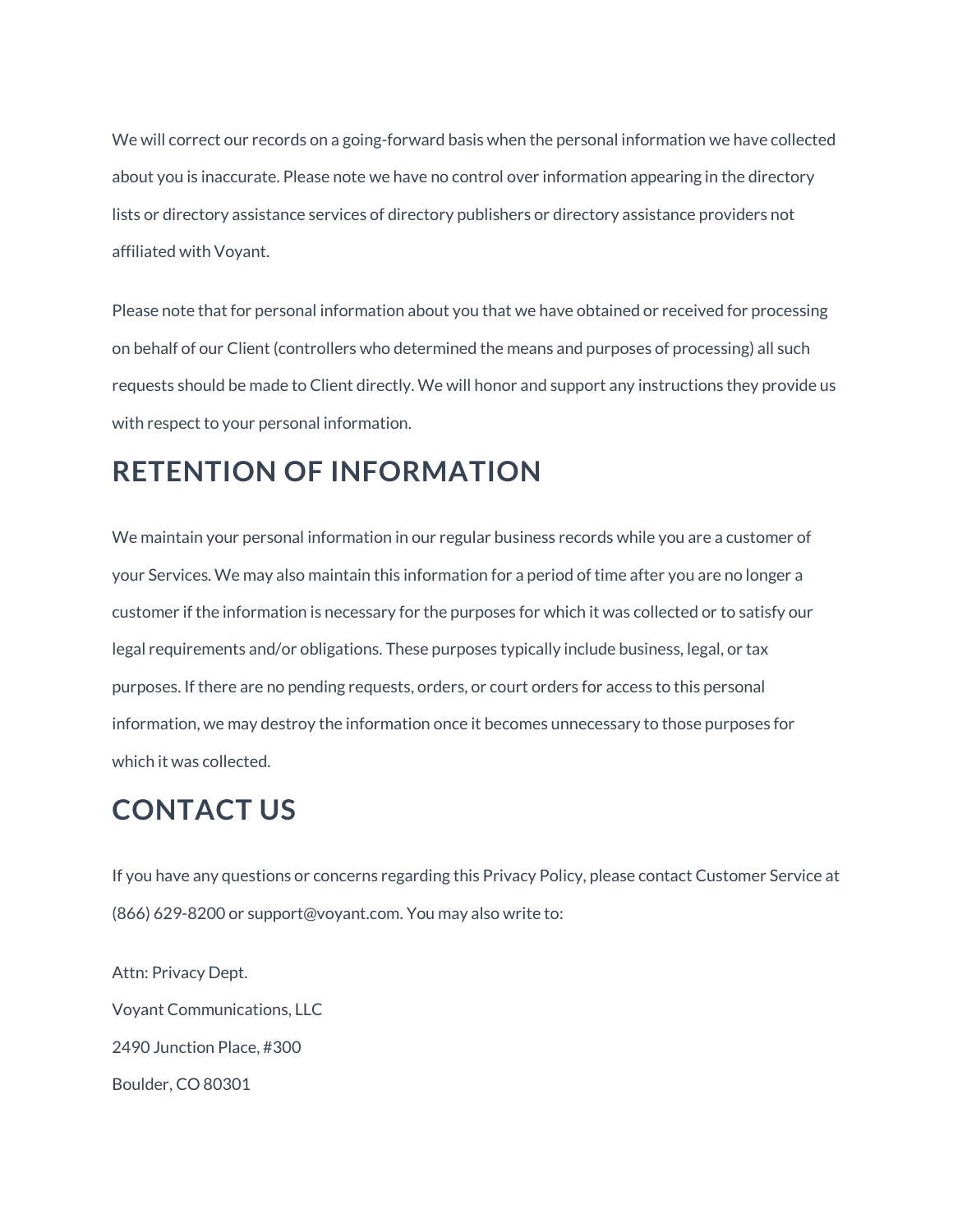We will correct our records on a going-forward basis when the personal information we have collected about you is inaccurate. Please note we have no control over information appearing in the directory lists or directory assistance services of directory publishers or directory assistance providers not affiliated with Voyant.

Please note that for personal information about you that we have obtained or received for processing on behalf of our Client (controllers who determined the means and purposes of processing) all such requests should be made to Client directly. We will honor and support any instructions they provide us with respect to your personal information.

## RETENTION OF INFORMATION

We maintain your personal information in our regular business records while you are a customer of your Services. We may also maintain this information for a period of time after you are no longer a customer if the information is necessary for the purposes for which it was collected or to satisfy our legal requirements and/or obligations. These purposes typically include business, legal, or tax purposes. If there are no pending requests, orders, or court orders for access to this personal information, we may destroy the information once it becomes unnecessary to those purposes for which it was collected.

## CONTACT US

If you have any questions or concerns regarding this Privacy Policy, please contact Customer Service at (866) 629-8200 or support@voyant.com. You may also write to:

Attn: Privacy Dept.

Voyant Communications, LLC

2490 Junction Place, #300

Boulder, CO 80301